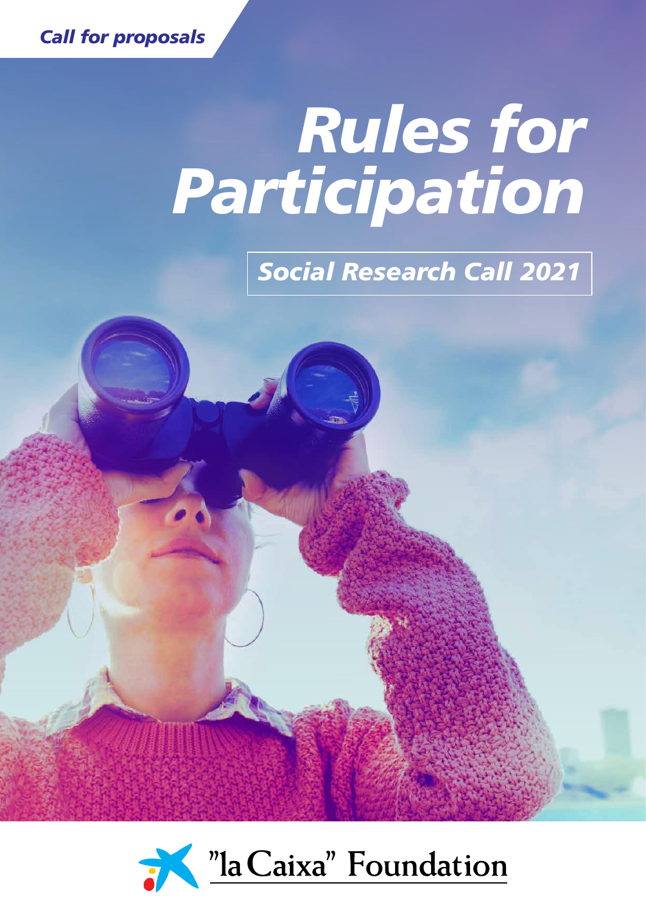*Call for proposals*

# *Rules for Participation*

*Social Research Call 2021*

"la Caixa" Foundation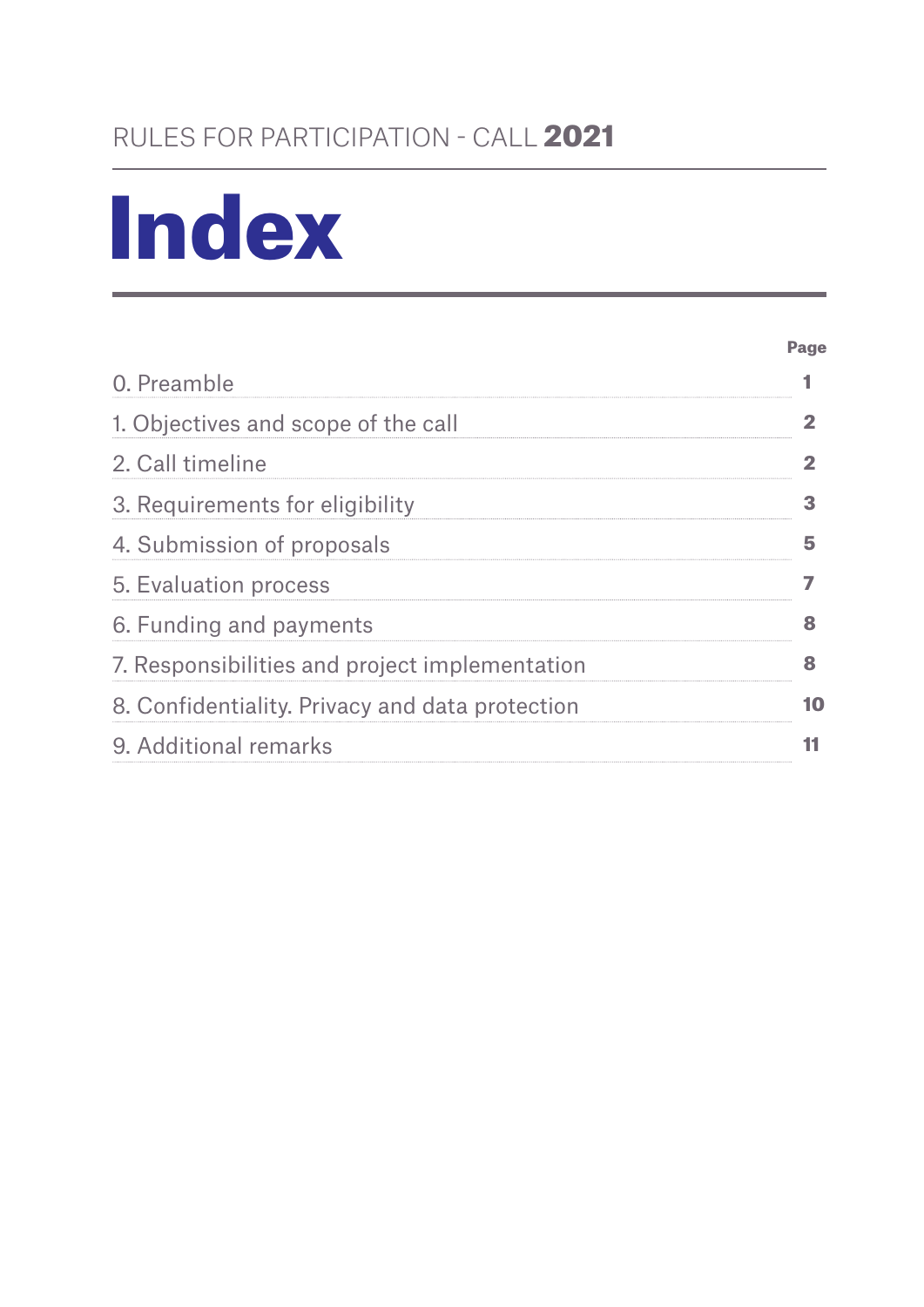RULES FOR PARTICIPATION - CALL **2021**

# Index

| | Page |
|---|---|
| 0. Preamble | 1 |
| 1. Objectives and scope of the call | 2 |
| 2. Call timeline | 2 |
| 3. Requirements for eligibility | 3 |
| 4. Submission of proposals | 5 |
| 5. Evaluation process | 7 |
| 6. Funding and payments | 8 |
| 7. Responsibilities and project implementation | 8 |
| 8. Confidentiality. Privacy and data protection | 10 |
| 9. Additional remarks | 11 |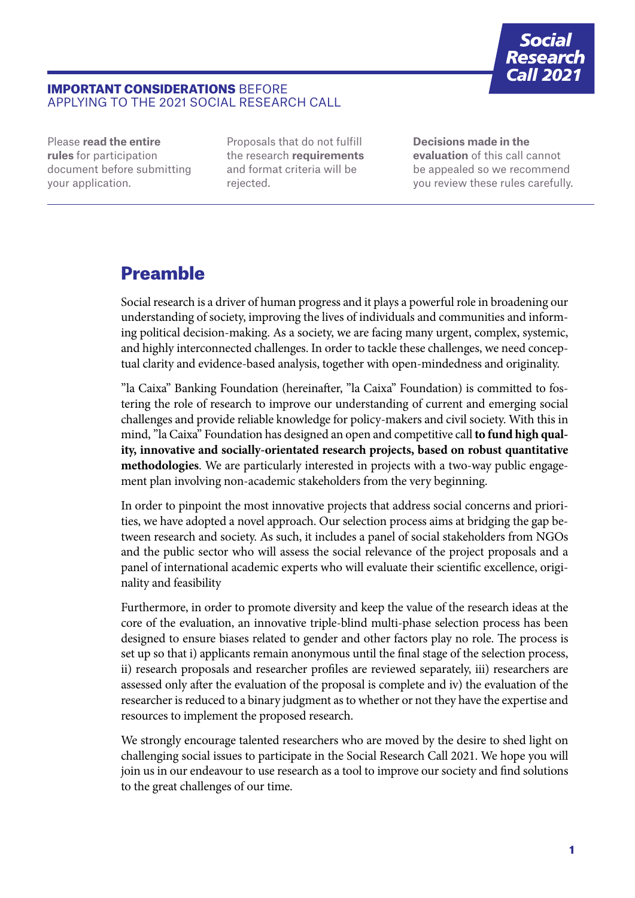**IMPORTANT CONSIDERATIONS** BEFORE APPLYING TO THE 2021 SOCIAL RESEARCH CALL

Please **read the entire rules** for participation document before submitting your application.

Proposals that do not fulfill the research **requirements** and format criteria will be rejected.

**Decisions made in the evaluation** of this call cannot be appealed so we recommend you review these rules carefully.

## Preamble

Social research is a driver of human progress and it plays a powerful role in broadening our understanding of society, improving the lives of individuals and communities and informing political decision-making. As a society, we are facing many urgent, complex, systemic, and highly interconnected challenges. In order to tackle these challenges, we need conceptual clarity and evidence-based analysis, together with open-mindedness and originality.

"la Caixa" Banking Foundation (hereinafter, "la Caixa" Foundation) is committed to fostering the role of research to improve our understanding of current and emerging social challenges and provide reliable knowledge for policy-makers and civil society. With this in mind, "la Caixa" Foundation has designed an open and competitive call **to fund high quality, innovative and socially-orientated research projects, based on robust quantitative methodologies**. We are particularly interested in projects with a two-way public engagement plan involving non-academic stakeholders from the very beginning.

In order to pinpoint the most innovative projects that address social concerns and priorities, we have adopted a novel approach. Our selection process aims at bridging the gap between research and society. As such, it includes a panel of social stakeholders from NGOs and the public sector who will assess the social relevance of the project proposals and a panel of international academic experts who will evaluate their scientific excellence, originality and feasibility

Furthermore, in order to promote diversity and keep the value of the research ideas at the core of the evaluation, an innovative triple-blind multi-phase selection process has been designed to ensure biases related to gender and other factors play no role. The process is set up so that i) applicants remain anonymous until the final stage of the selection process, ii) research proposals and researcher profiles are reviewed separately, iii) researchers are assessed only after the evaluation of the proposal is complete and iv) the evaluation of the researcher is reduced to a binary judgment as to whether or not they have the expertise and resources to implement the proposed research.

We strongly encourage talented researchers who are moved by the desire to shed light on challenging social issues to participate in the Social Research Call 2021. We hope you will join us in our endeavour to use research as a tool to improve our society and find solutions to the great challenges of our time.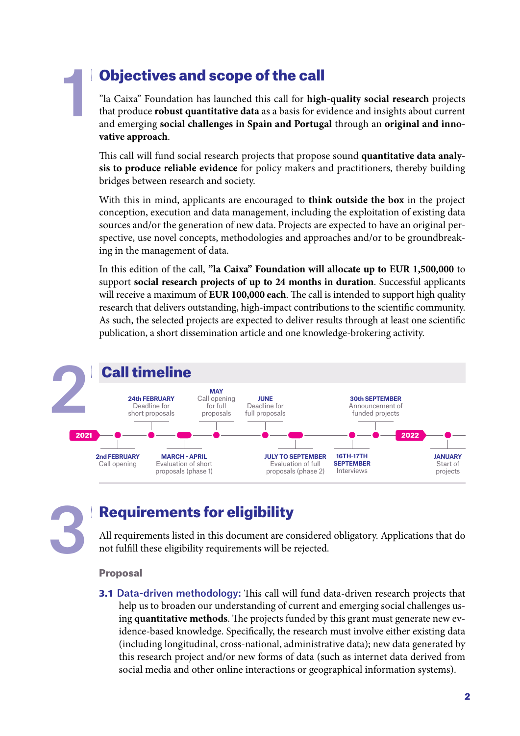# 1 Objectives and scope of the call

”la Caixa” Foundation has launched this call for **high-quality social research** projects that produce **robust quantitative data** as a basis for evidence and insights about current and emerging **social challenges in Spain and Portugal** through an **original and innovative approach**.

This call will fund social research projects that propose sound **quantitative data analysis to produce reliable evidence** for policy makers and practitioners, thereby building bridges between research and society.

With this in mind, applicants are encouraged to **think outside the box** in the project conception, execution and data management, including the exploitation of existing data sources and/or the generation of new data. Projects are expected to have an original perspective, use novel concepts, methodologies and approaches and/or to be groundbreaking in the management of data.

In this edition of the call, **”la Caixa” Foundation will allocate up to EUR 1,500,000** to support **social research projects of up to 24 months in duration**. Successful applicants will receive a maximum of **EUR 100,000 each**. The call is intended to support high quality research that delivers outstanding, high-impact contributions to the scientific community. As such, the selected projects are expected to deliver results through at least one scientific publication, a short dissemination article and one knowledge-brokering activity.

# 2 Call timeline

**2021**

- **2nd FEBRUARY** Call opening
- **24th FEBRUARY** Deadline for short proposals
- **MARCH - APRIL** Evaluation of short proposals (phase 1)
- **MAY** Call opening for full proposals
- **JUNE** Deadline for full proposals
- **JULY TO SEPTEMBER** Evaluation of full proposals (phase 2)
- **16TH-17TH SEPTEMBER** Interviews
- **30th SEPTEMBER** Announcement of funded projects

**2022**

- **JANUARY** Start of projects

# 3 Requirements for eligibility

All requirements listed in this document are considered obligatory. Applications that do not fulfill these eligibility requirements will be rejected.

### Proposal

**3.1 Data-driven methodology:** This call will fund data-driven research projects that help us to broaden our understanding of current and emerging social challenges using **quantitative methods**. The projects funded by this grant must generate new evidence-based knowledge. Specifically, the research must involve either existing data (including longitudinal, cross-national, administrative data); new data generated by this research project and/or new forms of data (such as internet data derived from social media and other online interactions or geographical information systems).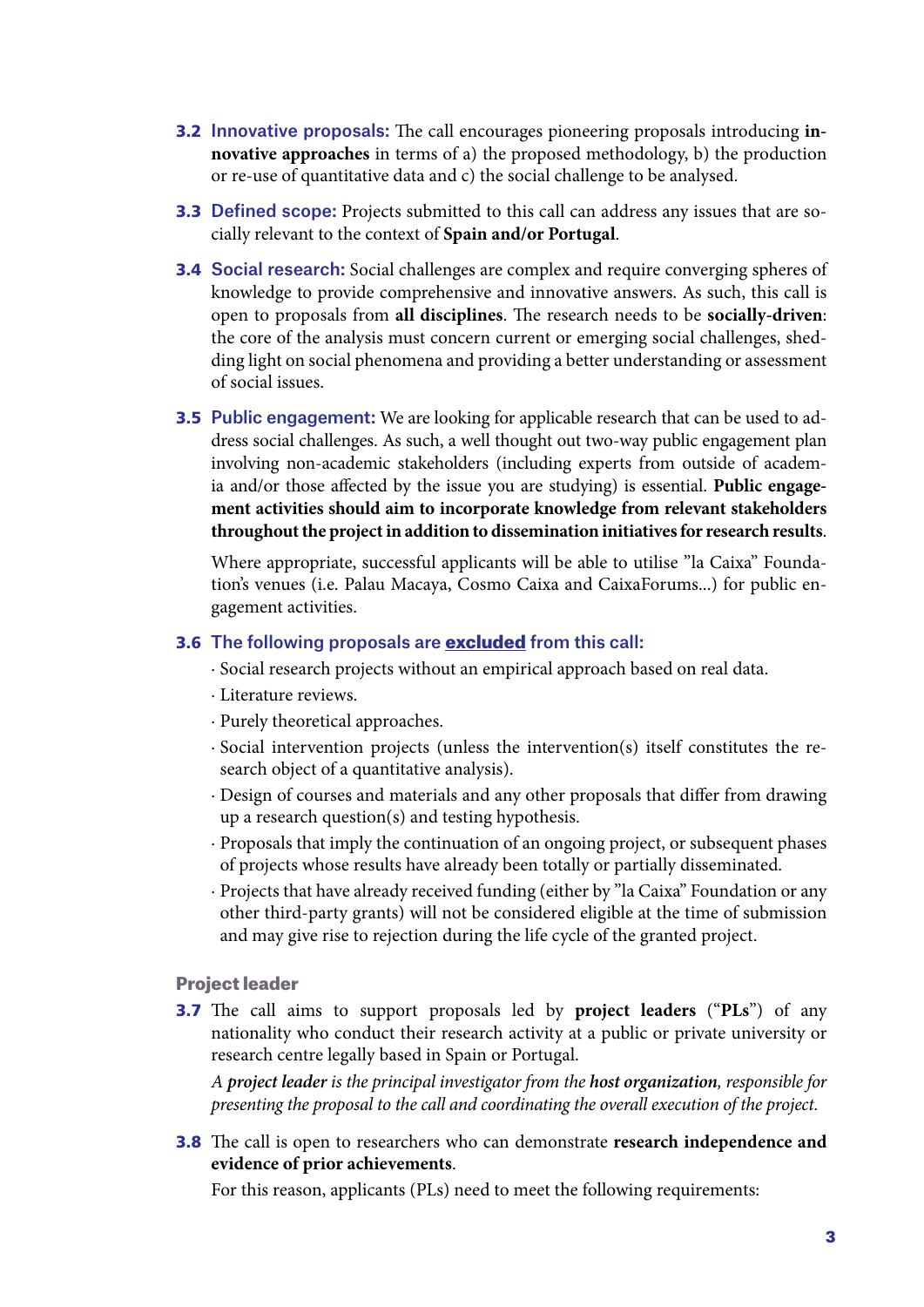**3.2 Innovative proposals:** The call encourages pioneering proposals introducing **innovative approaches** in terms of a) the proposed methodology, b) the production or re-use of quantitative data and c) the social challenge to be analysed.

**3.3 Defined scope:** Projects submitted to this call can address any issues that are socially relevant to the context of **Spain and/or Portugal**.

**3.4 Social research:** Social challenges are complex and require converging spheres of knowledge to provide comprehensive and innovative answers. As such, this call is open to proposals from **all disciplines**. The research needs to be **socially-driven**: the core of the analysis must concern current or emerging social challenges, shedding light on social phenomena and providing a better understanding or assessment of social issues.

**3.5 Public engagement:** We are looking for applicable research that can be used to address social challenges. As such, a well thought out two-way public engagement plan involving non-academic stakeholders (including experts from outside of academia and/or those affected by the issue you are studying) is essential. **Public engagement activities should aim to incorporate knowledge from relevant stakeholders throughout the project in addition to dissemination initiatives for research results**.

Where appropriate, successful applicants will be able to utilise "la Caixa" Foundation's venues (i.e. Palau Macaya, Cosmo Caixa and CaixaForums...) for public engagement activities.

**3.6 The following proposals are <u>excluded</u> from this call:**

- Social research projects without an empirical approach based on real data.
- Literature reviews.
- Purely theoretical approaches.
- Social intervention projects (unless the intervention(s) itself constitutes the research object of a quantitative analysis).
- Design of courses and materials and any other proposals that differ from drawing up a research question(s) and testing hypothesis.
- Proposals that imply the continuation of an ongoing project, or subsequent phases of projects whose results have already been totally or partially disseminated.
- Projects that have already received funding (either by "la Caixa" Foundation or any other third-party grants) will not be considered eligible at the time of submission and may give rise to rejection during the life cycle of the granted project.

### Project leader

**3.7** The call aims to support proposals led by **project leaders** ("**PLs**") of any nationality who conduct their research activity at a public or private university or research centre legally based in Spain or Portugal.

*A **project leader** is the principal investigator from the **host organization**, responsible for presenting the proposal to the call and coordinating the overall execution of the project.*

**3.8** The call is open to researchers who can demonstrate **research independence and evidence of prior achievements**.

For this reason, applicants (PLs) need to meet the following requirements: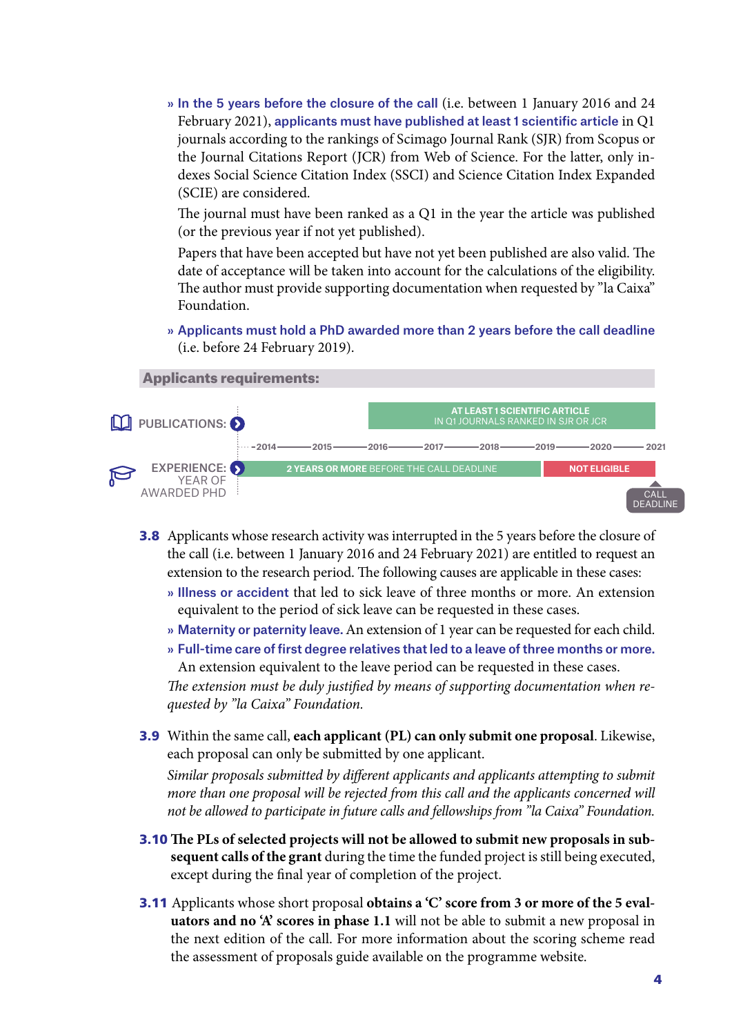- **In the 5 years before the closure of the call** (i.e. between 1 January 2016 and 24 February 2021), **applicants must have published at least 1 scientific article** in Q1 journals according to the rankings of Scimago Journal Rank (SJR) from Scopus or the Journal Citations Report (JCR) from Web of Science. For the latter, only indexes Social Science Citation Index (SSCI) and Science Citation Index Expanded (SCIE) are considered.

  The journal must have been ranked as a Q1 in the year the article was published (or the previous year if not yet published).

  Papers that have been accepted but have not yet been published are also valid. The date of acceptance will be taken into account for the calculations of the eligibility. The author must provide supporting documentation when requested by "la Caixa" Foundation.

- **Applicants must hold a PhD awarded more than 2 years before the call deadline** (i.e. before 24 February 2019).

**Applicants requirements:**

PUBLICATIONS: AT LEAST 1 SCIENTIFIC ARTICLE IN Q1 JOURNALS RANKED IN SJR OR JCR (2016–2021)

2014 – 2015 – 2016 – 2017 – 2018 – 2019 – 2020 – 2021

EXPERIENCE: YEAR OF AWARDED PHD: **2 YEARS OR MORE** BEFORE THE CALL DEADLINE | **NOT ELIGIBLE** (2019–2021) | CALL DEADLINE

**3.8** Applicants whose research activity was interrupted in the 5 years before the closure of the call (i.e. between 1 January 2016 and 24 February 2021) are entitled to request an extension to the research period. The following causes are applicable in these cases:

- **Illness or accident** that led to sick leave of three months or more. An extension equivalent to the period of sick leave can be requested in these cases.
- **Maternity or paternity leave.** An extension of 1 year can be requested for each child.
- **Full-time care of first degree relatives that led to a leave of three months or more.** An extension equivalent to the leave period can be requested in these cases.

*The extension must be duly justified by means of supporting documentation when requested by "la Caixa" Foundation.*

**3.9** Within the same call, **each applicant (PL) can only submit one proposal**. Likewise, each proposal can only be submitted by one applicant.

*Similar proposals submitted by different applicants and applicants attempting to submit more than one proposal will be rejected from this call and the applicants concerned will not be allowed to participate in future calls and fellowships from "la Caixa" Foundation.*

**3.10 The PLs of selected projects will not be allowed to submit new proposals in subsequent calls of the grant** during the time the funded project is still being executed, except during the final year of completion of the project.

**3.11** Applicants whose short proposal **obtains a 'C' score from 3 or more of the 5 evaluators and no 'A' scores in phase 1.1** will not be able to submit a new proposal in the next edition of the call. For more information about the scoring scheme read the assessment of proposals guide available on the programme website.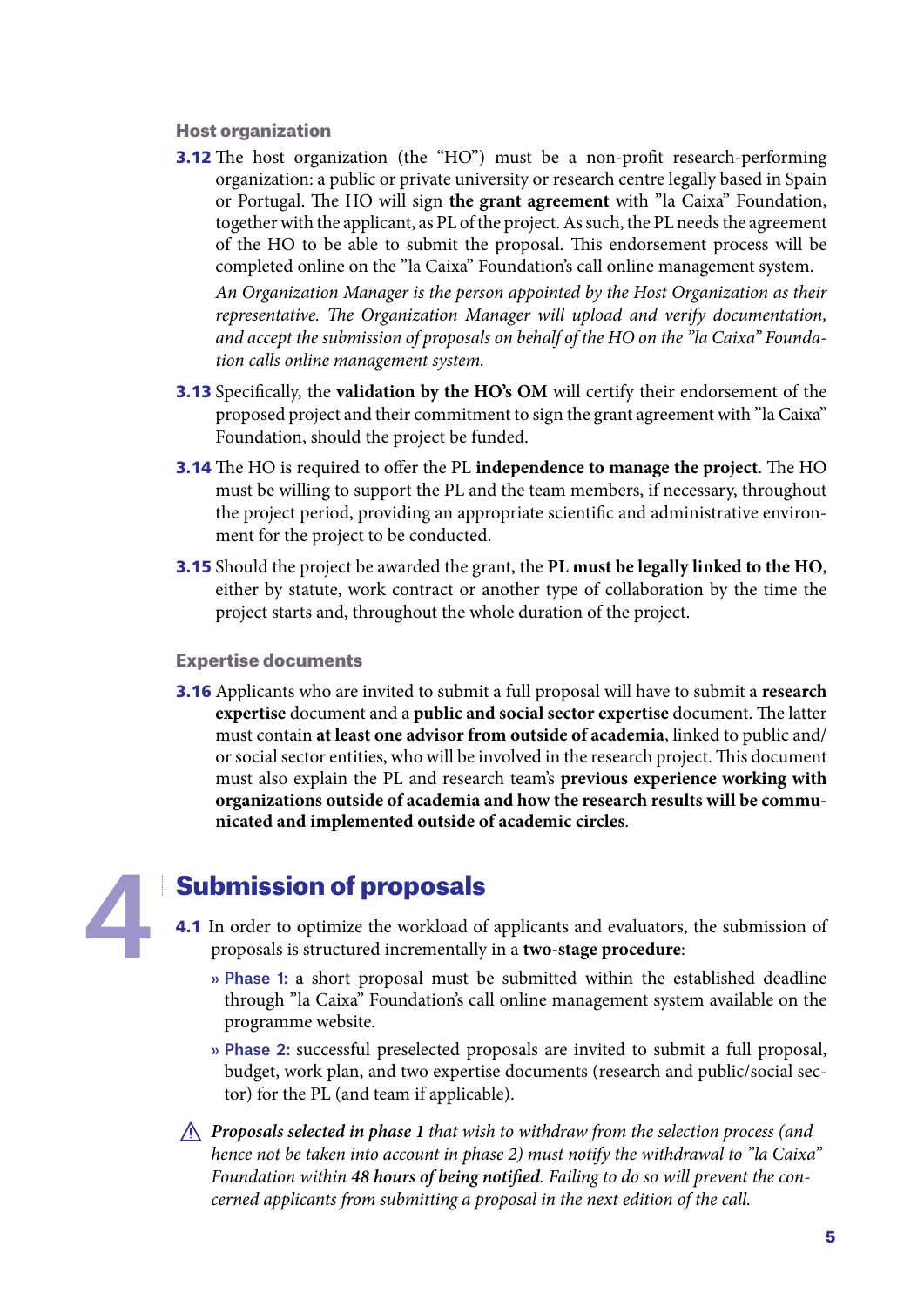### Host organization

**3.12** The host organization (the "HO") must be a non-profit research-performing organization: a public or private university or research centre legally based in Spain or Portugal. The HO will sign **the grant agreement** with "la Caixa" Foundation, together with the applicant, as PL of the project. As such, the PL needs the agreement of the HO to be able to submit the proposal. This endorsement process will be completed online on the "la Caixa" Foundation's call online management system.

*An Organization Manager is the person appointed by the Host Organization as their representative. The Organization Manager will upload and verify documentation, and accept the submission of proposals on behalf of the HO on the "la Caixa" Foundation calls online management system.*

**3.13** Specifically, the **validation by the HO's OM** will certify their endorsement of the proposed project and their commitment to sign the grant agreement with "la Caixa" Foundation, should the project be funded.

**3.14** The HO is required to offer the PL **independence to manage the project**. The HO must be willing to support the PL and the team members, if necessary, throughout the project period, providing an appropriate scientific and administrative environment for the project to be conducted.

**3.15** Should the project be awarded the grant, the **PL must be legally linked to the HO**, either by statute, work contract or another type of collaboration by the time the project starts and, throughout the whole duration of the project.

### Expertise documents

**3.16** Applicants who are invited to submit a full proposal will have to submit a **research expertise** document and a **public and social sector expertise** document. The latter must contain **at least one advisor from outside of academia**, linked to public and/or social sector entities, who will be involved in the research project. This document must also explain the PL and research team's **previous experience working with organizations outside of academia and how the research results will be communicated and implemented outside of academic circles**.

## 4 Submission of proposals

**4.1** In order to optimize the workload of applicants and evaluators, the submission of proposals is structured incrementally in a **two-stage procedure**:

- **Phase 1:** a short proposal must be submitted within the established deadline through "la Caixa" Foundation's call online management system available on the programme website.
- **Phase 2:** successful preselected proposals are invited to submit a full proposal, budget, work plan, and two expertise documents (research and public/social sector) for the PL (and team if applicable).

⚠ ***Proposals selected in phase 1*** *that wish to withdraw from the selection process (and hence not be taken into account in phase 2) must notify the withdrawal to "la Caixa" Foundation within* ***48 hours of being notified****. Failing to do so will prevent the concerned applicants from submitting a proposal in the next edition of the call.*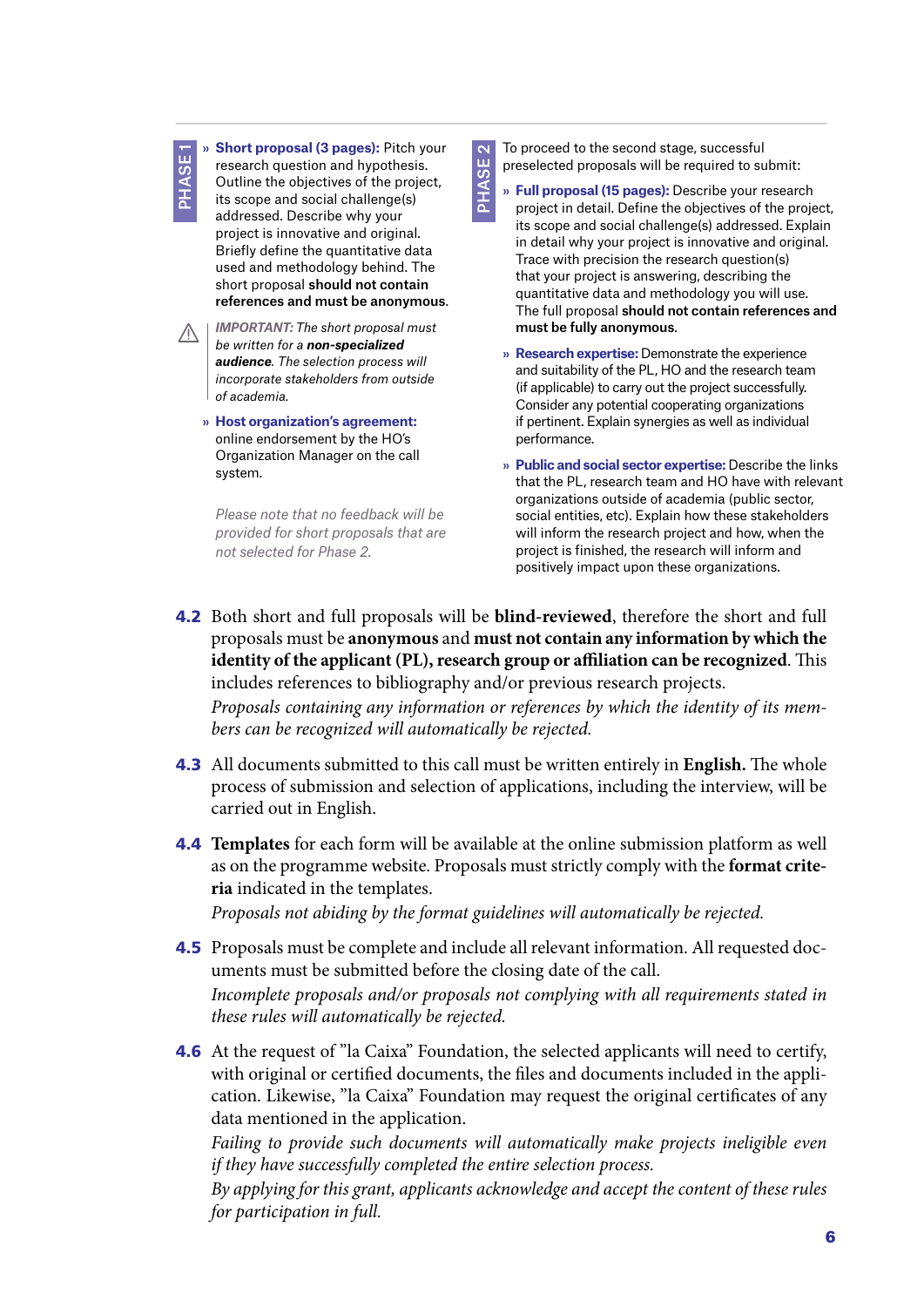**PHASE 1**

- **Short proposal (3 pages):** Pitch your research question and hypothesis. Outline the objectives of the project, its scope and social challenge(s) addressed. Describe why your project is innovative and original. Briefly define the quantitative data used and methodology behind. The short proposal **should not contain references and must be anonymous**.

⚠ *IMPORTANT: The short proposal must be written for a* ***non-specialized audience****. The selection process will incorporate stakeholders from outside of academia.*

- **Host organization's agreement:** online endorsement by the HO's Organization Manager on the call system.

*Please note that no feedback will be provided for short proposals that are not selected for Phase 2.*

**PHASE 2**

To proceed to the second stage, successful preselected proposals will be required to submit:

- **Full proposal (15 pages):** Describe your research project in detail. Define the objectives of the project, its scope and social challenge(s) addressed. Explain in detail why your project is innovative and original. Trace with precision the research question(s) that your project is answering, describing the quantitative data and methodology you will use. The full proposal **should not contain references and must be fully anonymous**.
- **Research expertise:** Demonstrate the experience and suitability of the PL, HO and the research team (if applicable) to carry out the project successfully. Consider any potential cooperating organizations if pertinent. Explain synergies as well as individual performance.
- **Public and social sector expertise:** Describe the links that the PL, research team and HO have with relevant organizations outside of academia (public sector, social entities, etc). Explain how these stakeholders will inform the research project and how, when the project is finished, the research will inform and positively impact upon these organizations.

**4.2** Both short and full proposals will be **blind-reviewed**, therefore the short and full proposals must be **anonymous** and **must not contain any information by which the identity of the applicant (PL), research group or affiliation can be recognized**. This includes references to bibliography and/or previous research projects.

*Proposals containing any information or references by which the identity of its members can be recognized will automatically be rejected.*

**4.3** All documents submitted to this call must be written entirely in **English.** The whole process of submission and selection of applications, including the interview, will be carried out in English.

**4.4** **Templates** for each form will be available at the online submission platform as well as on the programme website. Proposals must strictly comply with the **format criteria** indicated in the templates.

*Proposals not abiding by the format guidelines will automatically be rejected.*

**4.5** Proposals must be complete and include all relevant information. All requested documents must be submitted before the closing date of the call.

*Incomplete proposals and/or proposals not complying with all requirements stated in these rules will automatically be rejected.*

**4.6** At the request of "la Caixa" Foundation, the selected applicants will need to certify, with original or certified documents, the files and documents included in the application. Likewise, "la Caixa" Foundation may request the original certificates of any data mentioned in the application.

*Failing to provide such documents will automatically make projects ineligible even if they have successfully completed the entire selection process.*

*By applying for this grant, applicants acknowledge and accept the content of these rules for participation in full.*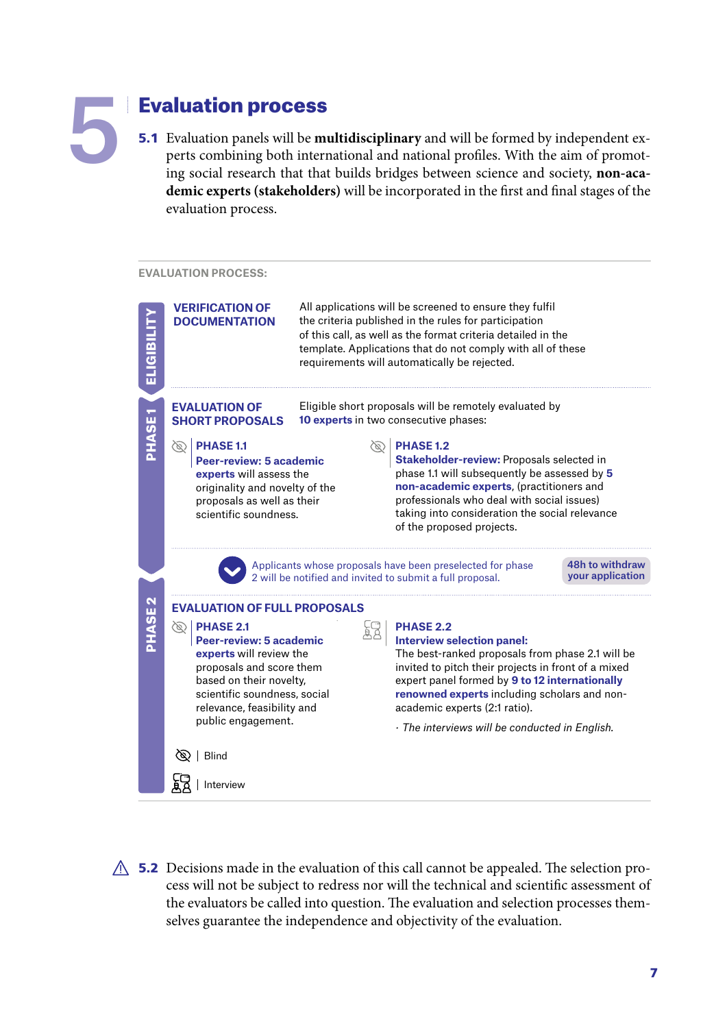# 5 Evaluation process

**5.1** Evaluation panels will be **multidisciplinary** and will be formed by independent experts combining both international and national profiles. With the aim of promoting social research that that builds bridges between science and society, **non-academic experts (stakeholders)** will be incorporated in the first and final stages of the evaluation process.

EVALUATION PROCESS:

**ELIGIBILITY**

**VERIFICATION OF DOCUMENTATION**

All applications will be screened to ensure they fulfil the criteria published in the rules for participation of this call, as well as the format criteria detailed in the template. Applications that do not comply with all of these requirements will automatically be rejected.

**PHASE 1**

**EVALUATION OF SHORT PROPOSALS**

Eligible short proposals will be remotely evaluated by **10 experts** in two consecutive phases:

**PHASE 1.1** (Blind)
**Peer-review: 5 academic experts** will assess the originality and novelty of the proposals as well as their scientific soundness.

**PHASE 1.2** (Blind)
**Stakeholder-review:** Proposals selected in phase 1.1 will subsequently be assessed by **5 non-academic experts**, (practitioners and professionals who deal with social issues) taking into consideration the social relevance of the proposed projects.

Applicants whose proposals have been preselected for phase 2 will be notified and invited to submit a full proposal.

**48h to withdraw your application**

**PHASE 2**

**EVALUATION OF FULL PROPOSALS**

**PHASE 2.1** (Blind)
**Peer-review: 5 academic experts** will review the proposals and score them based on their novelty, scientific soundness, social relevance, feasibility and public engagement.

**PHASE 2.2** (Interview)
**Interview selection panel:**
The best-ranked proposals from phase 2.1 will be invited to pitch their projects in front of a mixed expert panel formed by **9 to 12 internationally renowned experts** including scholars and non-academic experts (2:1 ratio).

· *The interviews will be conducted in English.*

Blind | Interview

**5.2** Decisions made in the evaluation of this call cannot be appealed. The selection process will not be subject to redress nor will the technical and scientific assessment of the evaluators be called into question. The evaluation and selection processes themselves guarantee the independence and objectivity of the evaluation.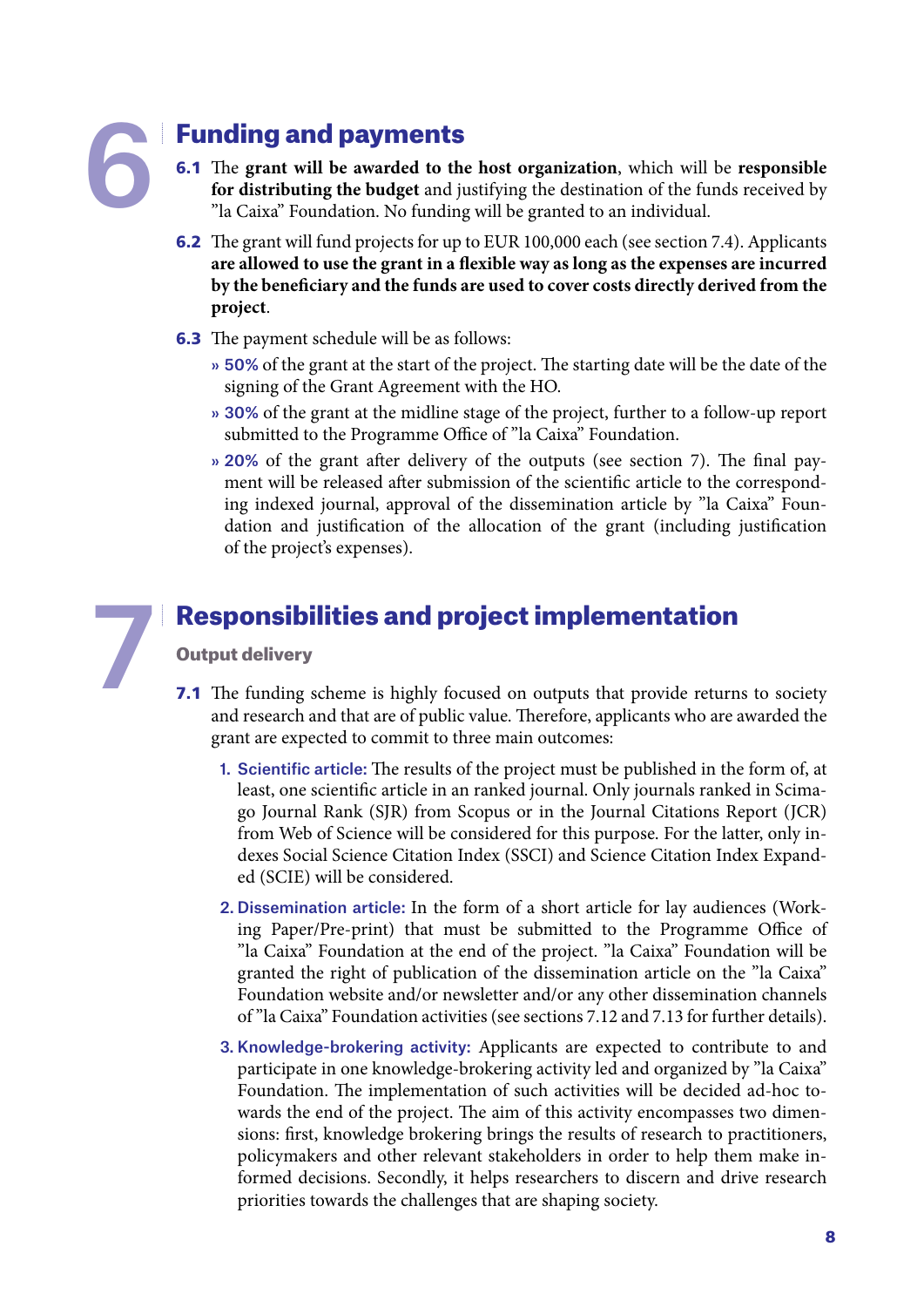# 6 Funding and payments

**6.1** The **grant will be awarded to the host organization**, which will be **responsible for distributing the budget** and justifying the destination of the funds received by "la Caixa" Foundation. No funding will be granted to an individual.

**6.2** The grant will fund projects for up to EUR 100,000 each (see section 7.4). Applicants **are allowed to use the grant in a flexible way as long as the expenses are incurred by the beneficiary and the funds are used to cover costs directly derived from the project**.

**6.3** The payment schedule will be as follows:

- **50%** of the grant at the start of the project. The starting date will be the date of the signing of the Grant Agreement with the HO.
- **30%** of the grant at the midline stage of the project, further to a follow-up report submitted to the Programme Office of "la Caixa" Foundation.
- **20%** of the grant after delivery of the outputs (see section 7). The final payment will be released after submission of the scientific article to the corresponding indexed journal, approval of the dissemination article by "la Caixa" Foundation and justification of the allocation of the grant (including justification of the project's expenses).

# 7 Responsibilities and project implementation

### Output delivery

**7.1** The funding scheme is highly focused on outputs that provide returns to society and research and that are of public value. Therefore, applicants who are awarded the grant are expected to commit to three main outcomes:

1. **Scientific article:** The results of the project must be published in the form of, at least, one scientific article in an ranked journal. Only journals ranked in Scimago Journal Rank (SJR) from Scopus or in the Journal Citations Report (JCR) from Web of Science will be considered for this purpose. For the latter, only indexes Social Science Citation Index (SSCI) and Science Citation Index Expanded (SCIE) will be considered.
2. **Dissemination article:** In the form of a short article for lay audiences (Working Paper/Pre-print) that must be submitted to the Programme Office of "la Caixa" Foundation at the end of the project. "la Caixa" Foundation will be granted the right of publication of the dissemination article on the "la Caixa" Foundation website and/or newsletter and/or any other dissemination channels of "la Caixa" Foundation activities (see sections 7.12 and 7.13 for further details).
3. **Knowledge-brokering activity:** Applicants are expected to contribute to and participate in one knowledge-brokering activity led and organized by "la Caixa" Foundation. The implementation of such activities will be decided ad-hoc towards the end of the project. The aim of this activity encompasses two dimensions: first, knowledge brokering brings the results of research to practitioners, policymakers and other relevant stakeholders in order to help them make informed decisions. Secondly, it helps researchers to discern and drive research priorities towards the challenges that are shaping society.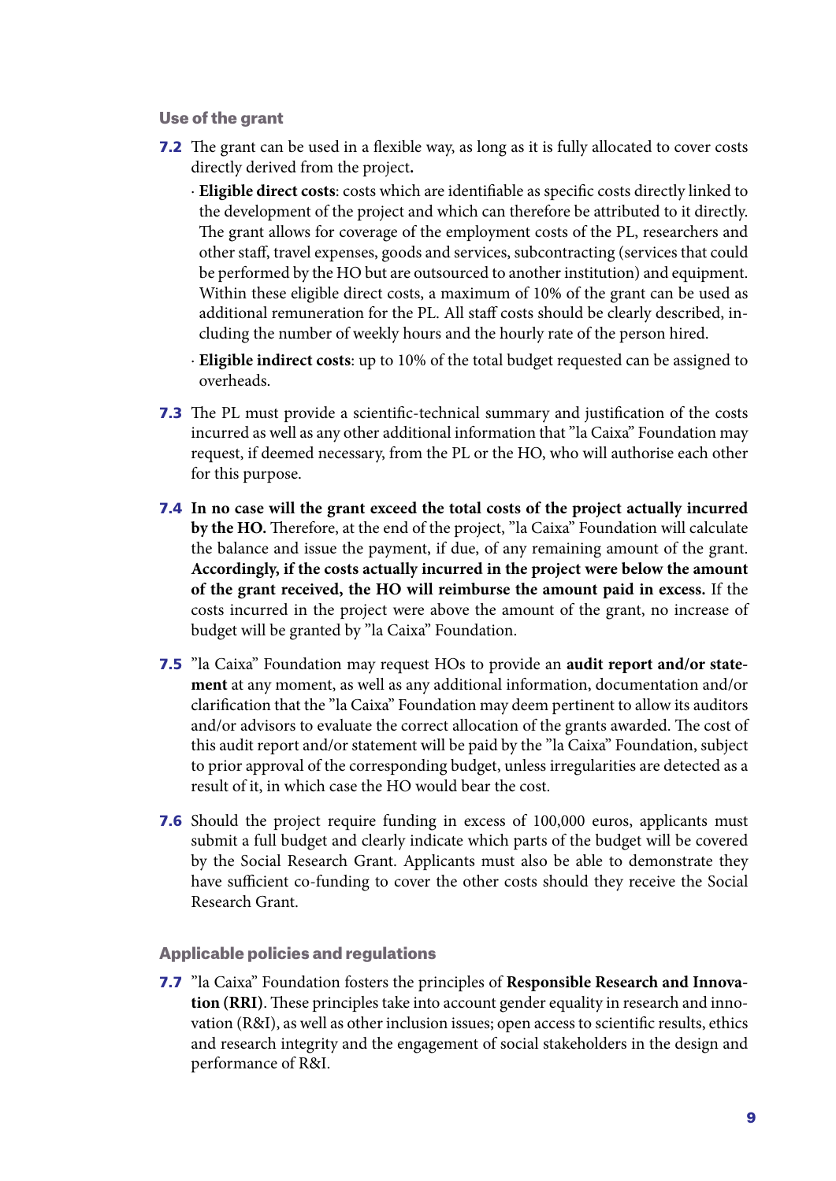### Use of the grant

**7.2** The grant can be used in a flexible way, as long as it is fully allocated to cover costs directly derived from the project**.**

- **Eligible direct costs**: costs which are identifiable as specific costs directly linked to the development of the project and which can therefore be attributed to it directly. The grant allows for coverage of the employment costs of the PL, researchers and other staff, travel expenses, goods and services, subcontracting (services that could be performed by the HO but are outsourced to another institution) and equipment. Within these eligible direct costs, a maximum of 10% of the grant can be used as additional remuneration for the PL. All staff costs should be clearly described, including the number of weekly hours and the hourly rate of the person hired.
- **Eligible indirect costs**: up to 10% of the total budget requested can be assigned to overheads.

**7.3** The PL must provide a scientific-technical summary and justification of the costs incurred as well as any other additional information that "la Caixa" Foundation may request, if deemed necessary, from the PL or the HO, who will authorise each other for this purpose.

**7.4** **In no case will the grant exceed the total costs of the project actually incurred by the HO.** Therefore, at the end of the project, "la Caixa" Foundation will calculate the balance and issue the payment, if due, of any remaining amount of the grant. **Accordingly, if the costs actually incurred in the project were below the amount of the grant received, the HO will reimburse the amount paid in excess.** If the costs incurred in the project were above the amount of the grant, no increase of budget will be granted by "la Caixa" Foundation.

**7.5** "la Caixa" Foundation may request HOs to provide an **audit report and/or statement** at any moment, as well as any additional information, documentation and/or clarification that the "la Caixa" Foundation may deem pertinent to allow its auditors and/or advisors to evaluate the correct allocation of the grants awarded. The cost of this audit report and/or statement will be paid by the "la Caixa" Foundation, subject to prior approval of the corresponding budget, unless irregularities are detected as a result of it, in which case the HO would bear the cost.

**7.6** Should the project require funding in excess of 100,000 euros, applicants must submit a full budget and clearly indicate which parts of the budget will be covered by the Social Research Grant. Applicants must also be able to demonstrate they have sufficient co-funding to cover the other costs should they receive the Social Research Grant.

### Applicable policies and regulations

**7.7** "la Caixa" Foundation fosters the principles of **Responsible Research and Innovation (RRI)**. These principles take into account gender equality in research and innovation (R&I), as well as other inclusion issues; open access to scientific results, ethics and research integrity and the engagement of social stakeholders in the design and performance of R&I.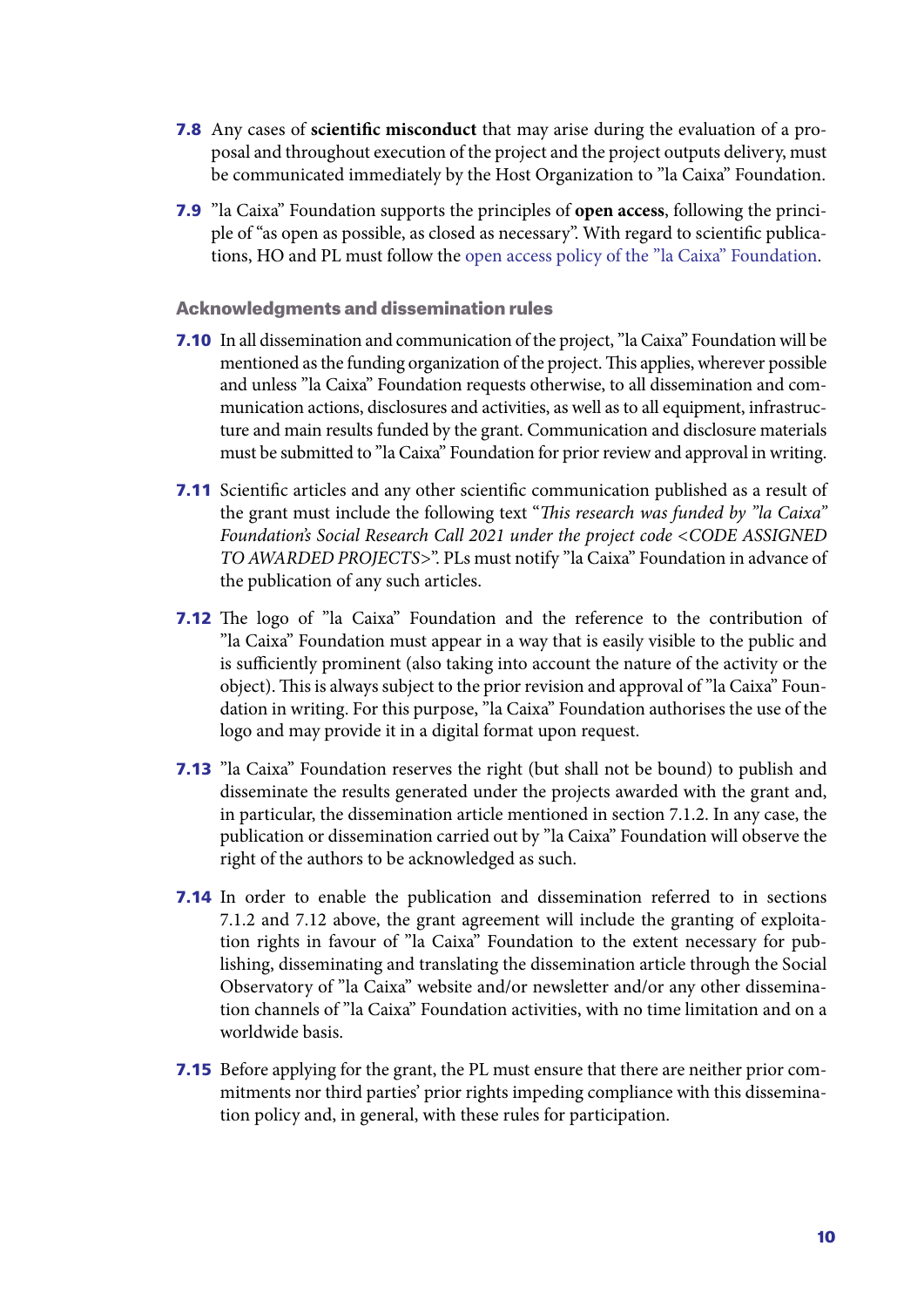**7.8** Any cases of **scientific misconduct** that may arise during the evaluation of a proposal and throughout execution of the project and the project outputs delivery, must be communicated immediately by the Host Organization to "la Caixa" Foundation.

**7.9** "la Caixa" Foundation supports the principles of **open access**, following the principle of "as open as possible, as closed as necessary". With regard to scientific publications, HO and PL must follow the open access policy of the "la Caixa" Foundation.

### Acknowledgments and dissemination rules

**7.10** In all dissemination and communication of the project, "la Caixa" Foundation will be mentioned as the funding organization of the project. This applies, wherever possible and unless "la Caixa" Foundation requests otherwise, to all dissemination and communication actions, disclosures and activities, as well as to all equipment, infrastructure and main results funded by the grant. Communication and disclosure materials must be submitted to "la Caixa" Foundation for prior review and approval in writing.

**7.11** Scientific articles and any other scientific communication published as a result of the grant must include the following text "*This research was funded by "la Caixa" Foundation's Social Research Call 2021 under the project code <CODE ASSIGNED TO AWARDED PROJECTS>*". PLs must notify "la Caixa" Foundation in advance of the publication of any such articles.

**7.12** The logo of "la Caixa" Foundation and the reference to the contribution of "la Caixa" Foundation must appear in a way that is easily visible to the public and is sufficiently prominent (also taking into account the nature of the activity or the object). This is always subject to the prior revision and approval of "la Caixa" Foundation in writing. For this purpose, "la Caixa" Foundation authorises the use of the logo and may provide it in a digital format upon request.

**7.13** "la Caixa" Foundation reserves the right (but shall not be bound) to publish and disseminate the results generated under the projects awarded with the grant and, in particular, the dissemination article mentioned in section 7.1.2. In any case, the publication or dissemination carried out by "la Caixa" Foundation will observe the right of the authors to be acknowledged as such.

**7.14** In order to enable the publication and dissemination referred to in sections 7.1.2 and 7.12 above, the grant agreement will include the granting of exploitation rights in favour of "la Caixa" Foundation to the extent necessary for publishing, disseminating and translating the dissemination article through the Social Observatory of "la Caixa" website and/or newsletter and/or any other dissemination channels of "la Caixa" Foundation activities, with no time limitation and on a worldwide basis.

**7.15** Before applying for the grant, the PL must ensure that there are neither prior commitments nor third parties' prior rights impeding compliance with this dissemination policy and, in general, with these rules for participation.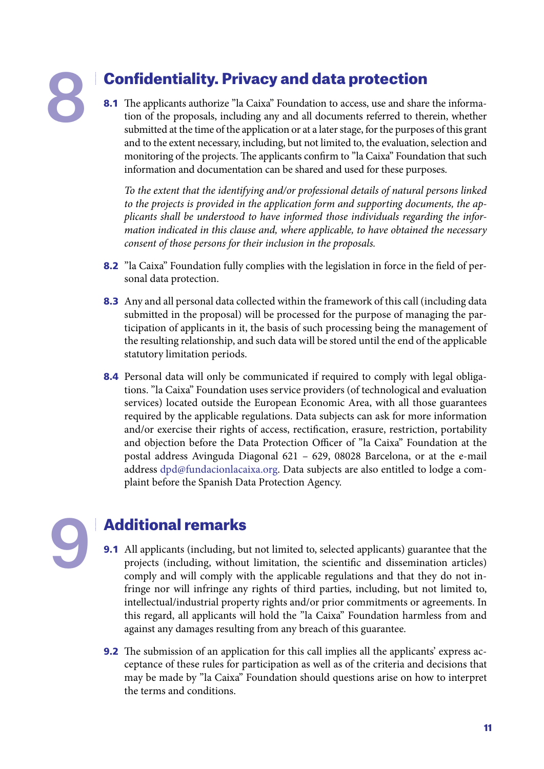# 8 Confidentiality. Privacy and data protection

**8.1** The applicants authorize "la Caixa" Foundation to access, use and share the information of the proposals, including any and all documents referred to therein, whether submitted at the time of the application or at a later stage, for the purposes of this grant and to the extent necessary, including, but not limited to, the evaluation, selection and monitoring of the projects. The applicants confirm to "la Caixa" Foundation that such information and documentation can be shared and used for these purposes.

*To the extent that the identifying and/or professional details of natural persons linked to the projects is provided in the application form and supporting documents, the applicants shall be understood to have informed those individuals regarding the information indicated in this clause and, where applicable, to have obtained the necessary consent of those persons for their inclusion in the proposals.*

**8.2** "la Caixa" Foundation fully complies with the legislation in force in the field of personal data protection.

**8.3** Any and all personal data collected within the framework of this call (including data submitted in the proposal) will be processed for the purpose of managing the participation of applicants in it, the basis of such processing being the management of the resulting relationship, and such data will be stored until the end of the applicable statutory limitation periods.

**8.4** Personal data will only be communicated if required to comply with legal obligations. "la Caixa" Foundation uses service providers (of technological and evaluation services) located outside the European Economic Area, with all those guarantees required by the applicable regulations. Data subjects can ask for more information and/or exercise their rights of access, rectification, erasure, restriction, portability and objection before the Data Protection Officer of "la Caixa" Foundation at the postal address Avinguda Diagonal 621 – 629, 08028 Barcelona, or at the e-mail address dpd@fundacionlacaixa.org. Data subjects are also entitled to lodge a complaint before the Spanish Data Protection Agency.

# 9 Additional remarks

**9.1** All applicants (including, but not limited to, selected applicants) guarantee that the projects (including, without limitation, the scientific and dissemination articles) comply and will comply with the applicable regulations and that they do not infringe nor will infringe any rights of third parties, including, but not limited to, intellectual/industrial property rights and/or prior commitments or agreements. In this regard, all applicants will hold the "la Caixa" Foundation harmless from and against any damages resulting from any breach of this guarantee.

**9.2** The submission of an application for this call implies all the applicants' express acceptance of these rules for participation as well as of the criteria and decisions that may be made by "la Caixa" Foundation should questions arise on how to interpret the terms and conditions.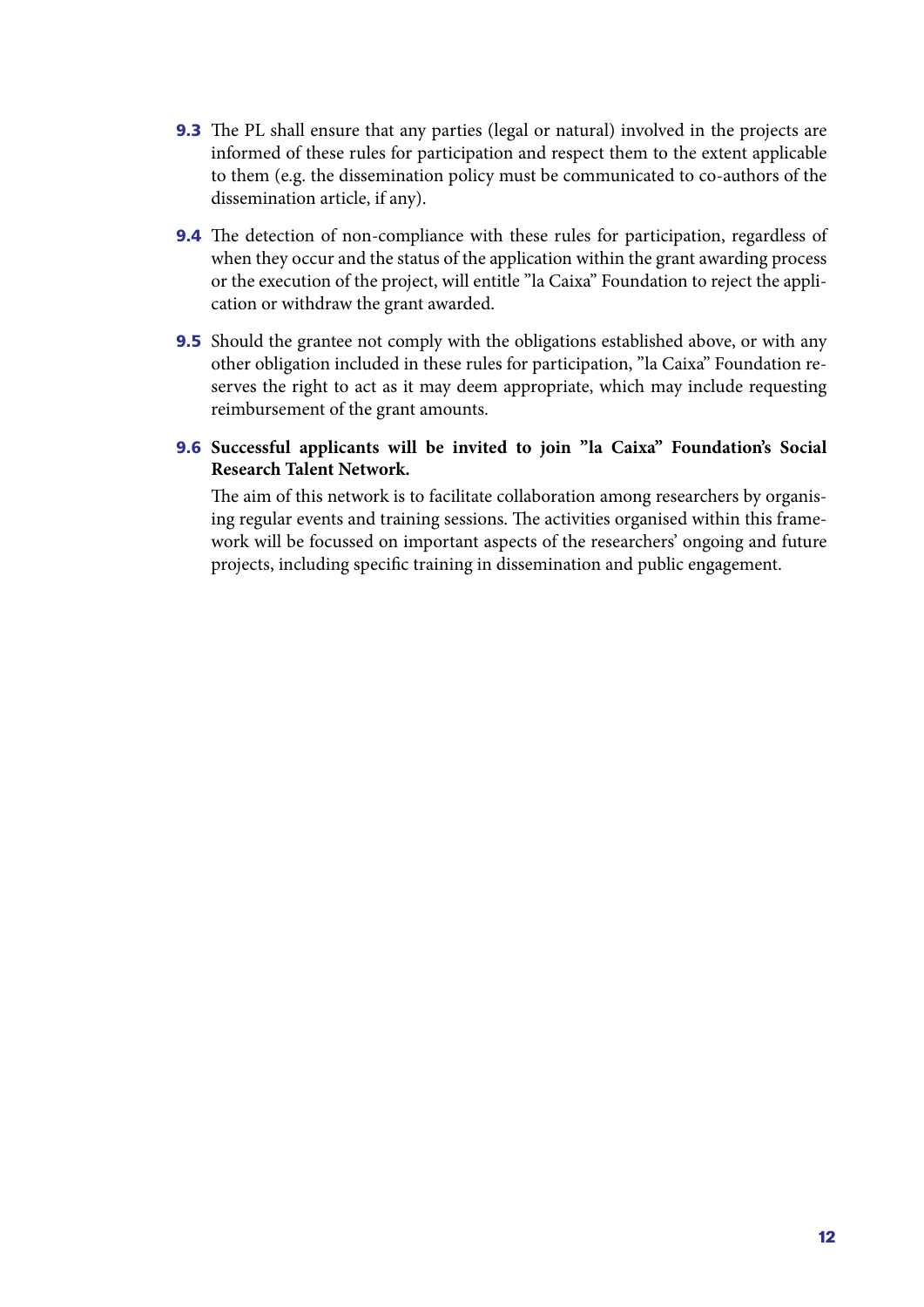**9.3** The PL shall ensure that any parties (legal or natural) involved in the projects are informed of these rules for participation and respect them to the extent applicable to them (e.g. the dissemination policy must be communicated to co-authors of the dissemination article, if any).

**9.4** The detection of non-compliance with these rules for participation, regardless of when they occur and the status of the application within the grant awarding process or the execution of the project, will entitle "la Caixa" Foundation to reject the application or withdraw the grant awarded.

**9.5** Should the grantee not comply with the obligations established above, or with any other obligation included in these rules for participation, "la Caixa" Foundation reserves the right to act as it may deem appropriate, which may include requesting reimbursement of the grant amounts.

**9.6** **Successful applicants will be invited to join "la Caixa" Foundation's Social Research Talent Network.**

The aim of this network is to facilitate collaboration among researchers by organising regular events and training sessions. The activities organised within this framework will be focussed on important aspects of the researchers' ongoing and future projects, including specific training in dissemination and public engagement.